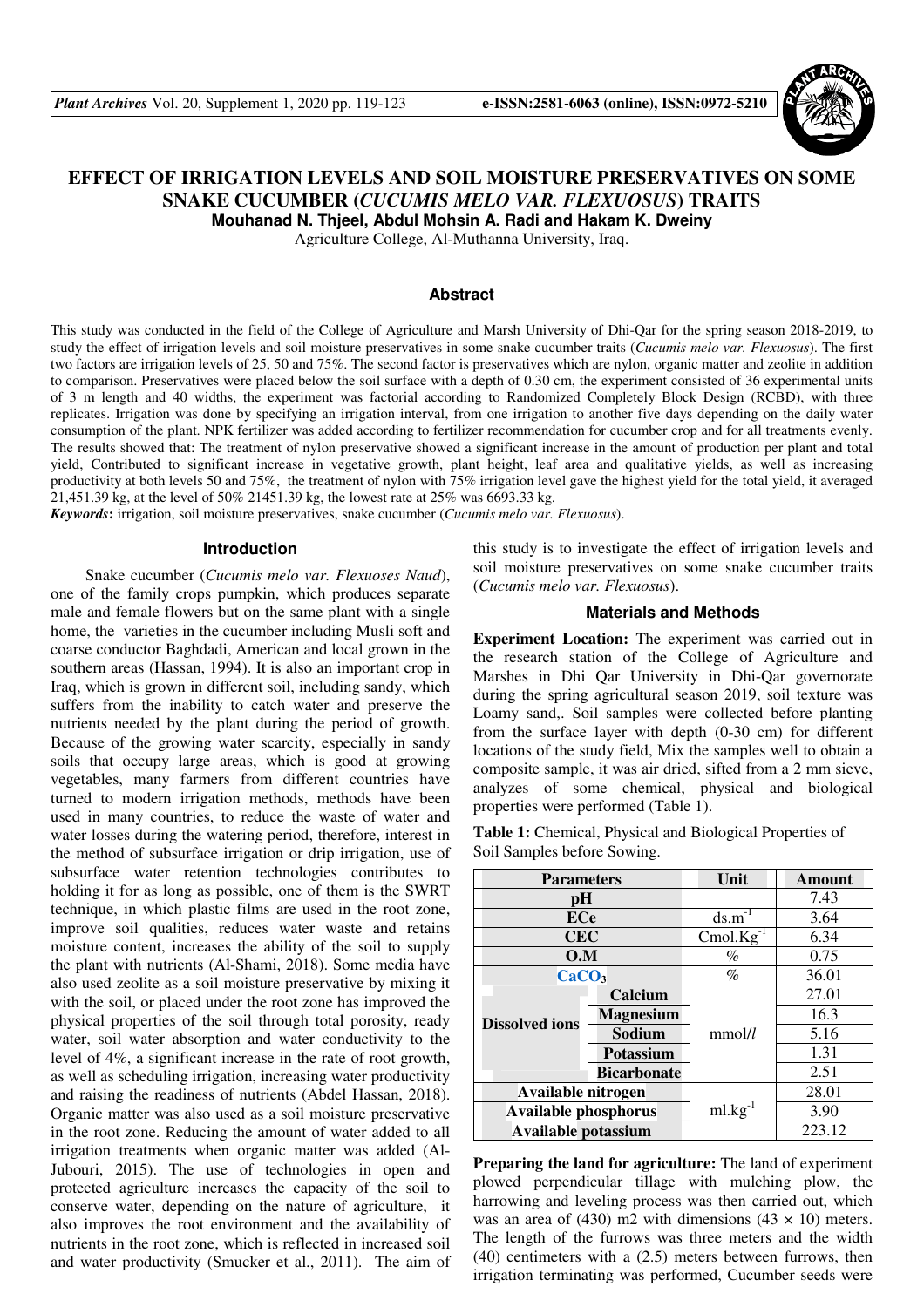# EFFECT OF IRRIGATION LEVELS AND SOIL MOISTURE PRESERVATIVES ON SOME SNAKE CUCUMBER (*CUCUMIS MELO VAR. FLEXUOSUS*) TRAITS

**Mouhanad N. Thjeel, Abdul Mohsin A. Radi and Hakam K. Dweiny**

Agriculture College, Al-Muthanna University, Iraq.

## Abstract

This study was conducted in the field of the College of Agriculture and Marsh University of Dhi-Qar for the spring season 2018-2019, to study the effect of irrigation levels and soil moisture preservatives in some snake cucumber traits (*Cucumis melo var. Flexuosus*). The first two factors are irrigation levels of 25, 50 and 75%. The second factor is preservatives which are nylon, organic matter and zeolite in addition to comparison. Preservatives were placed below the soil surface with a depth of 0.30 cm, the experiment consisted of 36 experimental units of 3 m length and 40 widths, the experiment was factorial according to Randomized Completely Block Design (RCBD), with three replicates. Irrigation was done by specifying an irrigation interval, from one irrigation to another five days depending on the daily water consumption of the plant. NPK fertilizer was added according to fertilizer recommendation for cucumber crop and for all treatments evenly. The results showed that: The treatment of nylon preservative showed a significant increase in the amount of production per plant and total yield, Contributed to significant increase in vegetative growth, plant height, leaf area and qualitative yields, as well as increasing productivity at both levels 50 and 75%, the treatment of nylon with 75% irrigation level gave the highest yield for the total yield, it averaged 21,451.39 kg, at the level of 50% 21451.39 kg, the lowest rate at 25% was 6693.33 kg.

***Keywords*:** irrigation, soil moisture preservatives, snake cucumber (*Cucumis melo var. Flexuosus*).

## Introduction

Snake cucumber (*Cucumis melo var. Flexuoses Naud*), one of the family crops pumpkin, which produces separate male and female flowers but on the same plant with a single home, the varieties in the cucumber including Musli soft and coarse conductor Baghdadi, American and local grown in the southern areas (Hassan, 1994). It is also an important crop in Iraq, which is grown in different soil, including sandy, which suffers from the inability to catch water and preserve the nutrients needed by the plant during the period of growth. Because of the growing water scarcity, especially in sandy soils that occupy large areas, which is good at growing vegetables, many farmers from different countries have turned to modern irrigation methods, methods have been used in many countries, to reduce the waste of water and water losses during the watering period, therefore, interest in the method of subsurface irrigation or drip irrigation, use of subsurface water retention technologies contributes to holding it for as long as possible, one of them is the SWRT technique, in which plastic films are used in the root zone, improve soil qualities, reduces water waste and retains moisture content, increases the ability of the soil to supply the plant with nutrients (Al-Shami, 2018). Some media have also used zeolite as a soil moisture preservative by mixing it with the soil, or placed under the root zone has improved the physical properties of the soil through total porosity, ready water, soil water absorption and water conductivity to the level of 4%, a significant increase in the rate of root growth, as well as scheduling irrigation, increasing water productivity and raising the readiness of nutrients (Abdel Hassan, 2018). Organic matter was also used as a soil moisture preservative in the root zone. Reducing the amount of water added to all irrigation treatments when organic matter was added (Al-Jubouri, 2015). The use of technologies in open and protected agriculture increases the capacity of the soil to conserve water, depending on the nature of agriculture, it also improves the root environment and the availability of nutrients in the root zone, which is reflected in increased soil and water productivity (Smucker et al., 2011). The aim of this study is to investigate the effect of irrigation levels and soil moisture preservatives on some snake cucumber traits (*Cucumis melo var. Flexuosus*).

## Materials and Methods

**Experiment Location:** The experiment was carried out in the research station of the College of Agriculture and Marshes in Dhi Qar University in Dhi-Qar governorate during the spring agricultural season 2019, soil texture was Loamy sand,. Soil samples were collected before planting from the surface layer with depth (0-30 cm) for different locations of the study field, Mix the samples well to obtain a composite sample, it was air dried, sifted from a 2 mm sieve, analyzes of some chemical, physical and biological properties were performed (Table 1).

**Table 1:** Chemical, Physical and Biological Properties of Soil Samples before Sowing.

| Parameters | | Unit | Amount |
|---|---|---|---|
| pH | | | 7.43 |
| ECe | | $ds.m^{-1}$ | 3.64 |
| CEC | | $Cmol.Kg^{-1}$ | 6.34 |
| O.M | | % | 0.75 |
| $CaCO_3$ | | % | 36.01 |
| Dissolved ions | Calcium | mmol/*l* | 27.01 |
| | Magnesium | | 16.3 |
| | Sodium | | 5.16 |
| | Potassium | | 1.31 |
| | Bicarbonate | | 2.51 |
| Available nitrogen | | $ml.kg^{-1}$ | 28.01 |
| Available phosphorus | | | 3.90 |
| Available potassium | | | 223.12 |

**Preparing the land for agriculture:** The land of experiment plowed perpendicular tillage with mulching plow, the harrowing and leveling process was then carried out, which was an area of (430) m2 with dimensions (43 × 10) meters. The length of the furrows was three meters and the width (40) centimeters with a (2.5) meters between furrows, then irrigation terminating was performed, Cucumber seeds were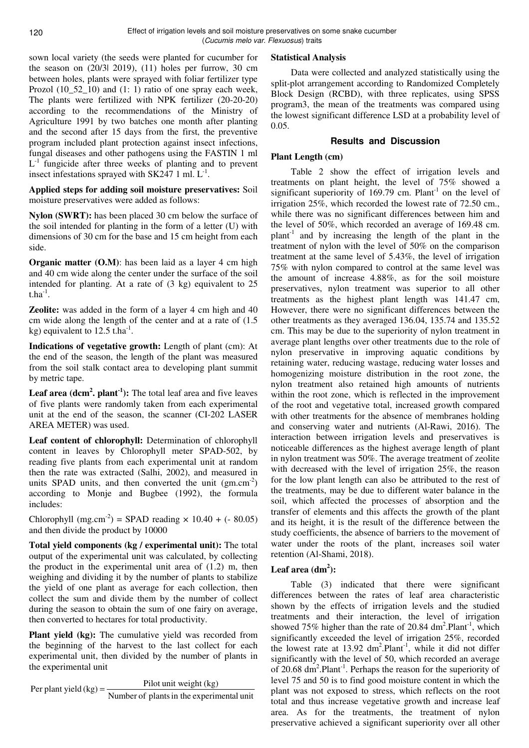sown local variety (the seeds were planted for cucumber for the season on (20/3| 2019), (11) holes per furrow, 30 cm between holes, plants were sprayed with foliar fertilizer type Prozol (10_52_10) and (1: 1) ratio of one spray each week, The plants were fertilized with NPK fertilizer (20-20-20) according to the recommendations of the Ministry of Agriculture 1991 by two batches one month after planting and the second after 15 days from the first, the preventive program included plant protection against insect infections, fungal diseases and other pathogens using the FASTIN 1 ml $L^{-1}$ fungicide after three weeks of planting and to prevent insect infestations sprayed with SK247 1 ml. $L^{-1}$.

**Applied steps for adding soil moisture preservatives:** Soil moisture preservatives were added as follows:

**Nylon (SWRT):** has been placed 30 cm below the surface of the soil intended for planting in the form of a letter (U) with dimensions of 30 cm for the base and 15 cm height from each side.

**Organic matter (O.M)**: has been laid as a layer 4 cm high and 40 cm wide along the center under the surface of the soil intended for planting. At a rate of (3 kg) equivalent to 25 $t.ha^{-1}$.

**Zeolite:** was added in the form of a layer 4 cm high and 40 cm wide along the length of the center and at a rate of (1.5 kg) equivalent to 12.5 $t.ha^{-1}$.

**Indications of vegetative growth:** Length of plant (cm): At the end of the season, the length of the plant was measured from the soil stalk contact area to developing plant summit by metric tape.

**Leaf area ($dcm^2$. $plant^{-1}$):** The total leaf area and five leaves of five plants were randomly taken from each experimental unit at the end of the season, the scanner (CI-202 LASER AREA METER) was used.

**Leaf content of chlorophyll:** Determination of chlorophyll content in leaves by Chlorophyll meter SPAD-502, by reading five plants from each experimental unit at random then the rate was extracted (Salhi, 2002), and measured in units SPAD units, and then converted the unit ($gm.cm^{-2}$) according to Monje and Bugbee (1992), the formula includes:

Chlorophyll ($mg.cm^{-2}$) = SPAD reading × 10.40 + (- 80.05) and then divide the product by 10000

**Total yield components (kg / experimental unit):** The total output of the experimental unit was calculated, by collecting the product in the experimental unit area of (1.2) m, then weighing and dividing it by the number of plants to stabilize the yield of one plant as average for each collection, then collect the sum and divide them by the number of collect during the season to obtain the sum of one fairy on average, then converted to hectares for total productivity.

**Plant yield (kg):** The cumulative yield was recorded from the beginning of the harvest to the last collect for each experimental unit, then divided by the number of plants in the experimental unit

$$\text{Per plant yield (kg)} = \frac{\text{Pilot unit weight (kg)}}{\text{Number of plants in the experimental unit}}$$

**Statistical Analysis**

Data were collected and analyzed statistically using the split-plot arrangement according to Randomized Completely Block Design (RCBD), with three replicates, using SPSS program3, the mean of the treatments was compared using the lowest significant difference LSD at a probability level of 0.05.

## Results and Discussion

**Plant Length (cm)**

Table 2 show the effect of irrigation levels and treatments on plant height, the level of 75% showed a significant superiority of 169.79 cm. $Plant^{-1}$ on the level of irrigation 25%, which recorded the lowest rate of 72.50 cm., while there was no significant differences between him and the level of 50%, which recorded an average of 169.48 cm. $plant^{-1}$ and by increasing the length of the plant in the treatment of nylon with the level of 50% on the comparison treatment at the same level of 5.43%, the level of irrigation 75% with nylon compared to control at the same level was the amount of increase 4.88%, as for the soil moisture preservatives, nylon treatment was superior to all other treatments as the highest plant length was 141.47 cm, However, there were no significant differences between the other treatments as they averaged 136.04, 135.74 and 135.52 cm. This may be due to the superiority of nylon treatment in average plant lengths over other treatments due to the role of nylon preservative in improving aquatic conditions by retaining water, reducing wastage, reducing water losses and homogenizing moisture distribution in the root zone, the nylon treatment also retained high amounts of nutrients within the root zone, which is reflected in the improvement of the root and vegetative total, increased growth compared with other treatments for the absence of membranes holding and conserving water and nutrients (Al-Rawi, 2016). The interaction between irrigation levels and preservatives is noticeable differences as the highest average length of plant in nylon treatment was 50%. The average treatment of zeolite with decreased with the level of irrigation 25%, the reason for the low plant length can also be attributed to the rest of the treatments, may be due to different water balance in the soil, which affected the processes of absorption and the transfer of elements and this affects the growth of the plant and its height, it is the result of the difference between the study coefficients, the absence of barriers to the movement of water under the roots of the plant, increases soil water retention (Al-Shami, 2018).

**Leaf area ($dm^2$):**

Table (3) indicated that there were significant differences between the rates of leaf area characteristic shown by the effects of irrigation levels and the studied treatments and their interaction, the level of irrigation showed 75% higher than the rate of 20.84 $dm^2.Plant^{-1}$, which significantly exceeded the level of irrigation 25%, recorded the lowest rate at 13.92 $dm^2.Plant^{-1}$, while it did not differ significantly with the level of 50, which recorded an average of 20.68 $dm^2.Plant^{-1}$. Perhaps the reason for the superiority of level 75 and 50 is to find good moisture content in which the plant was not exposed to stress, which reflects on the root total and thus increase vegetative growth and increase leaf area. As for the treatments, the treatment of nylon preservative achieved a significant superiority over all other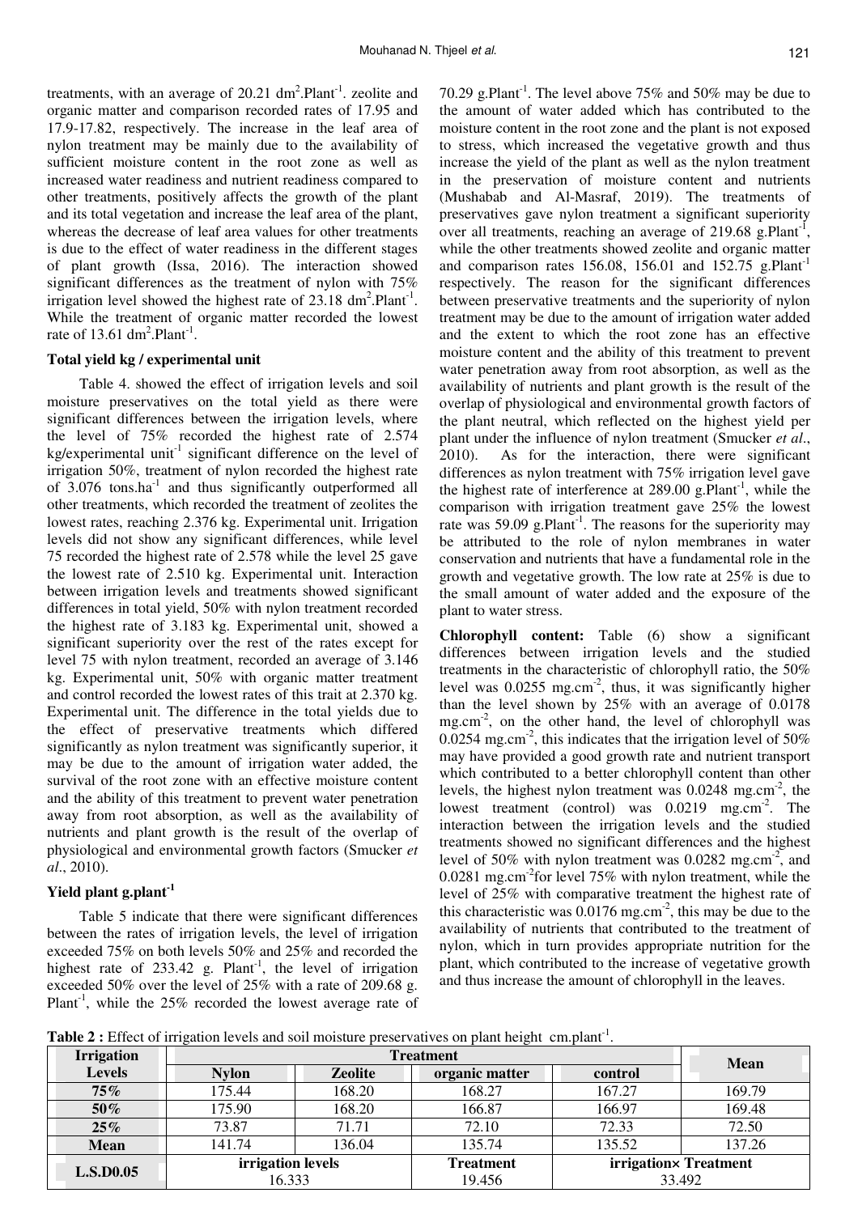treatments, with an average of 20.21 $dm^2$.Plant$^{-1}$. zeolite and organic matter and comparison recorded rates of 17.95 and 17.9-17.82, respectively. The increase in the leaf area of nylon treatment may be mainly due to the availability of sufficient moisture content in the root zone as well as increased water readiness and nutrient readiness compared to other treatments, positively affects the growth of the plant and its total vegetation and increase the leaf area of the plant, whereas the decrease of leaf area values for other treatments is due to the effect of water readiness in the different stages of plant growth (Issa, 2016). The interaction showed significant differences as the treatment of nylon with 75% irrigation level showed the highest rate of 23.18 $dm^2$.Plant$^{-1}$. While the treatment of organic matter recorded the lowest rate of 13.61 $dm^2$.Plant$^{-1}$.

### Total yield kg / experimental unit

Table 4. showed the effect of irrigation levels and soil moisture preservatives on the total yield as there were significant differences between the irrigation levels, where the level of 75% recorded the highest rate of 2.574 kg/experimental unit$^{-1}$ significant difference on the level of irrigation 50%, treatment of nylon recorded the highest rate of 3.076 tons.ha$^{-1}$ and thus significantly outperformed all other treatments, which recorded the treatment of zeolites the lowest rates, reaching 2.376 kg. Experimental unit. Irrigation levels did not show any significant differences, while level 75 recorded the highest rate of 2.578 while the level 25 gave the lowest rate of 2.510 kg. Experimental unit. Interaction between irrigation levels and treatments showed significant differences in total yield, 50% with nylon treatment recorded the highest rate of 3.183 kg. Experimental unit, showed a significant superiority over the rest of the rates except for level 75 with nylon treatment, recorded an average of 3.146 kg. Experimental unit, 50% with organic matter treatment and control recorded the lowest rates of this trait at 2.370 kg. Experimental unit. The difference in the total yields due to the effect of preservative treatments which differed significantly as nylon treatment was significantly superior, it may be due to the amount of irrigation water added, the survival of the root zone with an effective moisture content and the ability of this treatment to prevent water penetration away from root absorption, as well as the availability of nutrients and plant growth is the result of the overlap of physiological and environmental growth factors (Smucker *et al*., 2010).

### Yield plant g.plant$^{-1}$

Table 5 indicate that there were significant differences between the rates of irrigation levels, the level of irrigation exceeded 75% on both levels 50% and 25% and recorded the highest rate of 233.42 g. Plant$^{-1}$, the level of irrigation exceeded 50% over the level of 25% with a rate of 209.68 g. Plant$^{-1}$, while the 25% recorded the lowest average rate of 70.29 g.Plant$^{-1}$. The level above 75% and 50% may be due to the amount of water added which has contributed to the moisture content in the root zone and the plant is not exposed to stress, which increased the vegetative growth and thus increase the yield of the plant as well as the nylon treatment in the preservation of moisture content and nutrients (Mushabab and Al-Masraf, 2019). The treatments of preservatives gave nylon treatment a significant superiority over all treatments, reaching an average of 219.68 g.Plant$^{-1}$, while the other treatments showed zeolite and organic matter and comparison rates 156.08, 156.01 and 152.75 g.Plant$^{-1}$ respectively. The reason for the significant differences between preservative treatments and the superiority of nylon treatment may be due to the amount of irrigation water added and the extent to which the root zone has an effective moisture content and the ability of this treatment to prevent water penetration away from root absorption, as well as the availability of nutrients and plant growth is the result of the overlap of physiological and environmental growth factors of the plant neutral, which reflected on the highest yield per plant under the influence of nylon treatment (Smucker *et al*., 2010). As for the interaction, there were significant differences as nylon treatment with 75% irrigation level gave the highest rate of interference at 289.00 g.Plant$^{-1}$, while the comparison with irrigation treatment gave 25% the lowest rate was 59.09 g.Plant$^{-1}$. The reasons for the superiority may be attributed to the role of nylon membranes in water conservation and nutrients that have a fundamental role in the growth and vegetative growth. The low rate at 25% is due to the small amount of water added and the exposure of the plant to water stress.

**Chlorophyll content:** Table (6) show a significant differences between irrigation levels and the studied treatments in the characteristic of chlorophyll ratio, the 50% level was 0.0255 mg.cm$^{-2}$, thus, it was significantly higher than the level shown by 25% with an average of 0.0178 mg.cm$^{-2}$, on the other hand, the level of chlorophyll was 0.0254 mg.cm$^{-2}$, this indicates that the irrigation level of 50% may have provided a good growth rate and nutrient transport which contributed to a better chlorophyll content than other levels, the highest nylon treatment was 0.0248 mg.cm$^{-2}$, the lowest treatment (control) was 0.0219 mg.cm$^{-2}$. The interaction between the irrigation levels and the studied treatments showed no significant differences and the highest level of 50% with nylon treatment was 0.0282 mg.cm$^{-2}$, and 0.0281 mg.cm$^{-2}$for level 75% with nylon treatment, while the level of 25% with comparative treatment the highest rate of this characteristic was 0.0176 mg.cm$^{-2}$, this may be due to the availability of nutrients that contributed to the treatment of nylon, which in turn provides appropriate nutrition for the plant, which contributed to the increase of vegetative growth and thus increase the amount of chlorophyll in the leaves.

**Table 2 :** Effect of irrigation levels and soil moisture preservatives on plant height cm.plant$^{-1}$.

| Irrigation Levels | Treatment | | | | Mean |
|---|---|---|---|---|---|
| | Nylon | Zeolite | organic matter | control | |
| **75%** | 175.44 | 168.20 | 168.27 | 167.27 | 169.79 |
| **50%** | 175.90 | 168.20 | 166.87 | 166.97 | 169.48 |
| **25%** | 73.87 | 71.71 | 72.10 | 72.33 | 72.50 |
| **Mean** | 141.74 | 136.04 | 135.74 | 135.52 | 137.26 |
| **L.S.D0.05** | irrigation levels 16.333 | | Treatment 19.456 | irrigation× Treatment 33.492 | |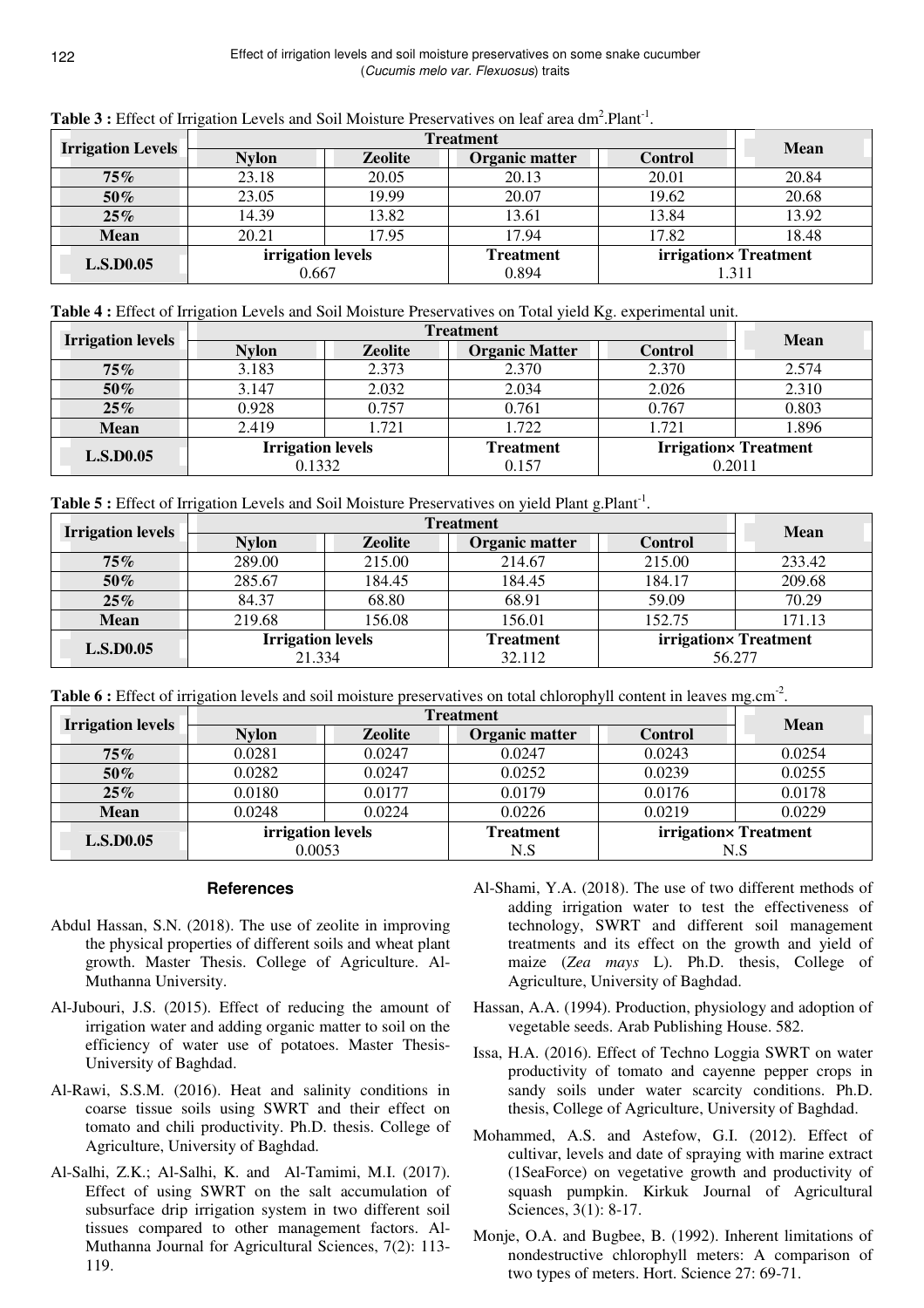**Table 3 :** Effect of Irrigation Levels and Soil Moisture Preservatives on leaf area $dm^2.Plant^{-1}$.

| Irrigation Levels | Treatment | | | | Mean |
|---|---|---|---|---|---|
| | Nylon | Zeolite | Organic matter | Control | |
| **75%** | 23.18 | 20.05 | 20.13 | 20.01 | 20.84 |
| **50%** | 23.05 | 19.99 | 20.07 | 19.62 | 20.68 |
| **25%** | 14.39 | 13.82 | 13.61 | 13.84 | 13.92 |
| **Mean** | 20.21 | 17.95 | 17.94 | 17.82 | 18.48 |
| **L.S.D0.05** | irrigation levels 0.667 | | Treatment 0.894 | irrigation× Treatment 1.311 | |

**Table 4 :** Effect of Irrigation Levels and Soil Moisture Preservatives on Total yield Kg. experimental unit.

| Irrigation levels | Treatment | | | | Mean |
|---|---|---|---|---|---|
| | Nylon | Zeolite | Organic Matter | Control | |
| **75%** | 3.183 | 2.373 | 2.370 | 2.370 | 2.574 |
| **50%** | 3.147 | 2.032 | 2.034 | 2.026 | 2.310 |
| **25%** | 0.928 | 0.757 | 0.761 | 0.767 | 0.803 |
| **Mean** | 2.419 | 1.721 | 1.722 | 1.721 | 1.896 |
| **L.S.D0.05** | Irrigation levels 0.1332 | | Treatment 0.157 | Irrigation× Treatment 0.2011 | |

**Table 5 :** Effect of Irrigation Levels and Soil Moisture Preservatives on yield Plant $g.Plant^{-1}$.

| Irrigation levels | Treatment | | | | Mean |
|---|---|---|---|---|---|
| | Nylon | Zeolite | Organic matter | Control | |
| **75%** | 289.00 | 215.00 | 214.67 | 215.00 | 233.42 |
| **50%** | 285.67 | 184.45 | 184.45 | 184.17 | 209.68 |
| **25%** | 84.37 | 68.80 | 68.91 | 59.09 | 70.29 |
| **Mean** | 219.68 | 156.08 | 156.01 | 152.75 | 171.13 |
| **L.S.D0.05** | Irrigation levels 21.334 | | Treatment 32.112 | irrigation× Treatment 56.277 | |

**Table 6 :** Effect of irrigation levels and soil moisture preservatives on total chlorophyll content in leaves $mg.cm^{-2}$.

| Irrigation levels | Treatment | | | | Mean |
|---|---|---|---|---|---|
| | Nylon | Zeolite | Organic matter | Control | |
| **75%** | 0.0281 | 0.0247 | 0.0247 | 0.0243 | 0.0254 |
| **50%** | 0.0282 | 0.0247 | 0.0252 | 0.0239 | 0.0255 |
| **25%** | 0.0180 | 0.0177 | 0.0179 | 0.0176 | 0.0178 |
| **Mean** | 0.0248 | 0.0224 | 0.0226 | 0.0219 | 0.0229 |
| **L.S.D0.05** | irrigation levels 0.0053 | | Treatment N.S | irrigation× Treatment N.S | |

## References

Abdul Hassan, S.N. (2018). The use of zeolite in improving the physical properties of different soils and wheat plant growth. Master Thesis. College of Agriculture. Al-Muthanna University.

Al-Jubouri, J.S. (2015). Effect of reducing the amount of irrigation water and adding organic matter to soil on the efficiency of water use of potatoes. Master Thesis-University of Baghdad.

Al-Rawi, S.S.M. (2016). Heat and salinity conditions in coarse tissue soils using SWRT and their effect on tomato and chili productivity. Ph.D. thesis. College of Agriculture, University of Baghdad.

Al-Salhi, Z.K.; Al-Salhi, K. and Al-Tamimi, M.I. (2017). Effect of using SWRT on the salt accumulation of subsurface drip irrigation system in two different soil tissues compared to other management factors. Al-Muthanna Journal for Agricultural Sciences, 7(2): 113-119.

Al-Shami, Y.A. (2018). The use of two different methods of adding irrigation water to test the effectiveness of technology, SWRT and different soil management treatments and its effect on the growth and yield of maize (*Zea mays* L). Ph.D. thesis, College of Agriculture, University of Baghdad.

Hassan, A.A. (1994). Production, physiology and adoption of vegetable seeds. Arab Publishing House. 582.

Issa, H.A. (2016). Effect of Techno Loggia SWRT on water productivity of tomato and cayenne pepper crops in sandy soils under water scarcity conditions. Ph.D. thesis, College of Agriculture, University of Baghdad.

Mohammed, A.S. and Astefow, G.I. (2012). Effect of cultivar, levels and date of spraying with marine extract (1SeaForce) on vegetative growth and productivity of squash pumpkin. Kirkuk Journal of Agricultural Sciences, 3(1): 8-17.

Monje, O.A. and Bugbee, B. (1992). Inherent limitations of nondestructive chlorophyll meters: A comparison of two types of meters. Hort. Science 27: 69-71.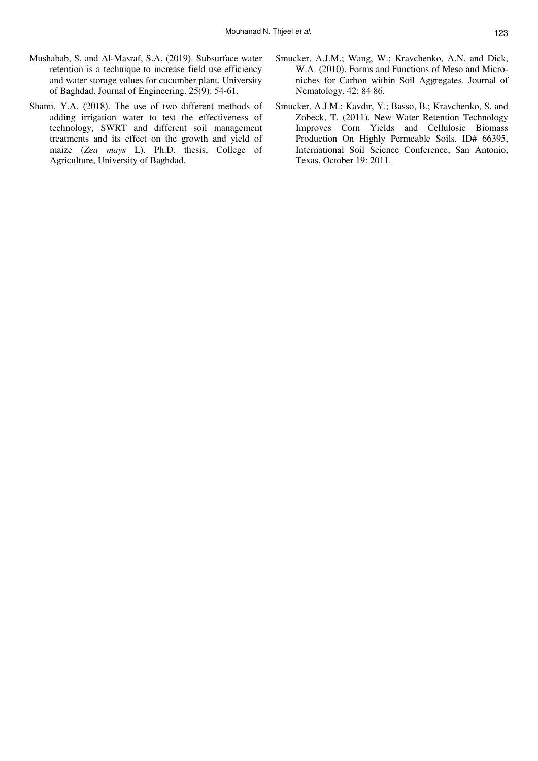Mushabab, S. and Al-Masraf, S.A. (2019). Subsurface water retention is a technique to increase field use efficiency and water storage values for cucumber plant. University of Baghdad. Journal of Engineering. 25(9): 54-61.

Shami, Y.A. (2018). The use of two different methods of adding irrigation water to test the effectiveness of technology, SWRT and different soil management treatments and its effect on the growth and yield of maize (*Zea mays* L). Ph.D. thesis, College of Agriculture, University of Baghdad.

Smucker, A.J.M.; Wang, W.; Kravchenko, A.N. and Dick, W.A. (2010). Forms and Functions of Meso and Micro-niches for Carbon within Soil Aggregates. Journal of Nematology. 42: 84 86.

Smucker, A.J.M.; Kavdir, Y.; Basso, B.; Kravchenko, S. and Zobeck, T. (2011). New Water Retention Technology Improves Corn Yields and Cellulosic Biomass Production On Highly Permeable Soils. ID# 66395, International Soil Science Conference, San Antonio, Texas, October 19: 2011.